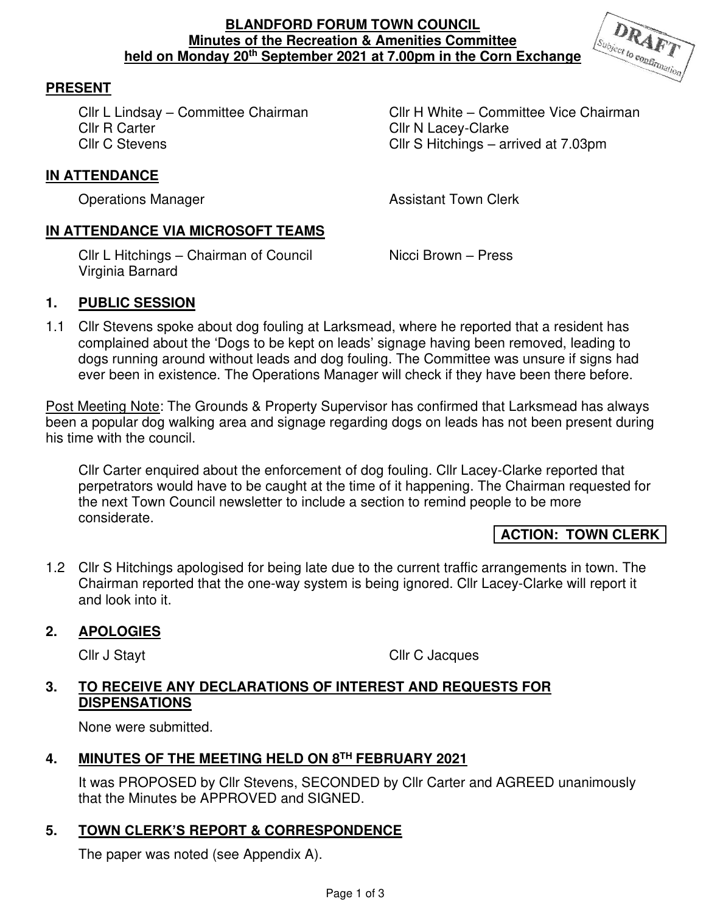**BLANDFORD FORUM TOWN COUNCIL**
**Minutes of the Recreation & Amenities Committee**
**held on Monday 20th September 2021 at 7.00pm in the Corn Exchange**

DRAFT
Subject to confirmation

## PRESENT

Cllr L Lindsay – Committee Chairman
Cllr H White – Committee Vice Chairman
Cllr R Carter
Cllr N Lacey-Clarke
Cllr C Stevens
Cllr S Hitchings – arrived at 7.03pm

## IN ATTENDANCE

Operations Manager
Assistant Town Clerk

## IN ATTENDANCE VIA MICROSOFT TEAMS

Cllr L Hitchings – Chairman of Council
Nicci Brown – Press
Virginia Barnard

## 1. PUBLIC SESSION

1.1 Cllr Stevens spoke about dog fouling at Larksmead, where he reported that a resident has complained about the 'Dogs to be kept on leads' signage having been removed, leading to dogs running around without leads and dog fouling. The Committee was unsure if signs had ever been in existence. The Operations Manager will check if they have been there before.

Post Meeting Note: The Grounds & Property Supervisor has confirmed that Larksmead has always been a popular dog walking area and signage regarding dogs on leads has not been present during his time with the council.

Cllr Carter enquired about the enforcement of dog fouling. Cllr Lacey-Clarke reported that perpetrators would have to be caught at the time of it happening. The Chairman requested for the next Town Council newsletter to include a section to remind people to be more considerate.

**ACTION: TOWN CLERK**

1.2 Cllr S Hitchings apologised for being late due to the current traffic arrangements in town. The Chairman reported that the one-way system is being ignored. Cllr Lacey-Clarke will report it and look into it.

## 2. APOLOGIES

Cllr J Stayt
Cllr C Jacques

## 3. TO RECEIVE ANY DECLARATIONS OF INTEREST AND REQUESTS FOR DISPENSATIONS

None were submitted.

## 4. MINUTES OF THE MEETING HELD ON 8TH FEBRUARY 2021

It was PROPOSED by Cllr Stevens, SECONDED by Cllr Carter and AGREED unanimously that the Minutes be APPROVED and SIGNED.

## 5. TOWN CLERK'S REPORT & CORRESPONDENCE

The paper was noted (see Appendix A).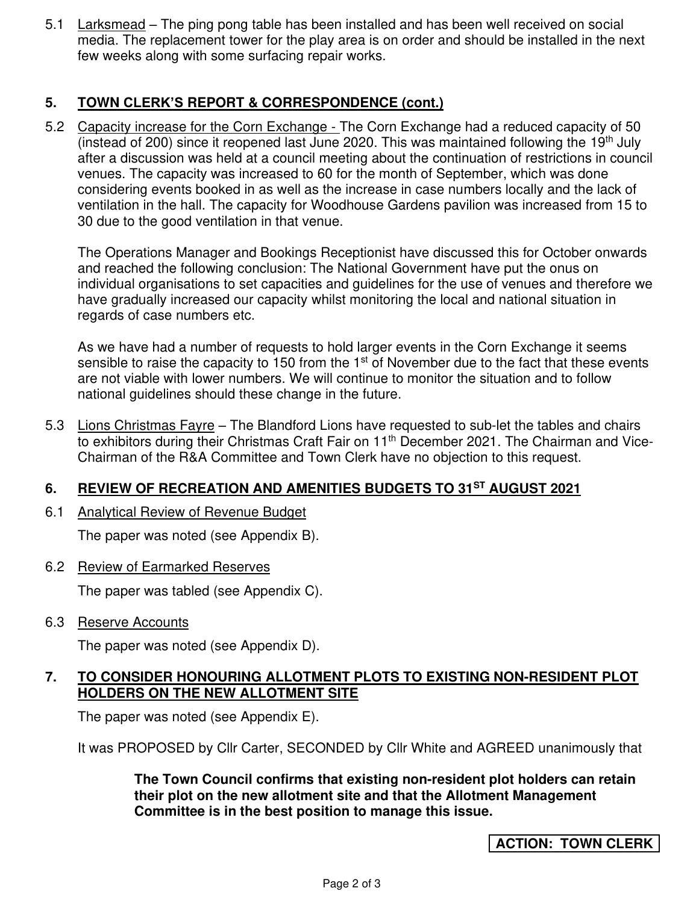5.1 Larksmead – The ping pong table has been installed and has been well received on social media. The replacement tower for the play area is on order and should be installed in the next few weeks along with some surfacing repair works.

## 5. TOWN CLERK'S REPORT & CORRESPONDENCE (cont.)

5.2 Capacity increase for the Corn Exchange - The Corn Exchange had a reduced capacity of 50 (instead of 200) since it reopened last June 2020. This was maintained following the 19th July after a discussion was held at a council meeting about the continuation of restrictions in council venues. The capacity was increased to 60 for the month of September, which was done considering events booked in as well as the increase in case numbers locally and the lack of ventilation in the hall. The capacity for Woodhouse Gardens pavilion was increased from 15 to 30 due to the good ventilation in that venue.

The Operations Manager and Bookings Receptionist have discussed this for October onwards and reached the following conclusion: The National Government have put the onus on individual organisations to set capacities and guidelines for the use of venues and therefore we have gradually increased our capacity whilst monitoring the local and national situation in regards of case numbers etc.

As we have had a number of requests to hold larger events in the Corn Exchange it seems sensible to raise the capacity to 150 from the 1st of November due to the fact that these events are not viable with lower numbers. We will continue to monitor the situation and to follow national guidelines should these change in the future.

5.3 Lions Christmas Fayre – The Blandford Lions have requested to sub-let the tables and chairs to exhibitors during their Christmas Craft Fair on 11th December 2021. The Chairman and Vice-Chairman of the R&A Committee and Town Clerk have no objection to this request.

## 6. REVIEW OF RECREATION AND AMENITIES BUDGETS TO 31ST AUGUST 2021

6.1 Analytical Review of Revenue Budget

The paper was noted (see Appendix B).

6.2 Review of Earmarked Reserves

The paper was tabled (see Appendix C).

6.3 Reserve Accounts

The paper was noted (see Appendix D).

## 7. TO CONSIDER HONOURING ALLOTMENT PLOTS TO EXISTING NON-RESIDENT PLOT HOLDERS ON THE NEW ALLOTMENT SITE

The paper was noted (see Appendix E).

It was PROPOSED by Cllr Carter, SECONDED by Cllr White and AGREED unanimously that

**The Town Council confirms that existing non-resident plot holders can retain their plot on the new allotment site and that the Allotment Management Committee is in the best position to manage this issue.**

**ACTION: TOWN CLERK**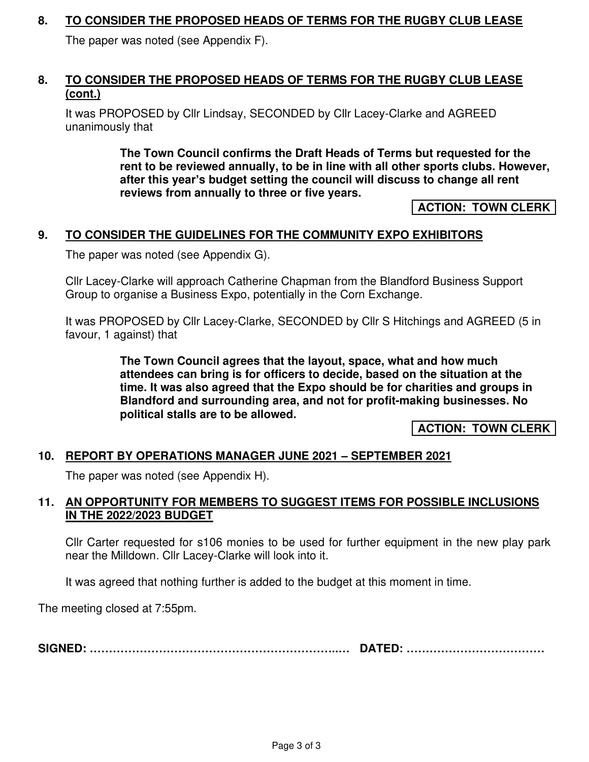## 8. TO CONSIDER THE PROPOSED HEADS OF TERMS FOR THE RUGBY CLUB LEASE

The paper was noted (see Appendix F).

## 8. TO CONSIDER THE PROPOSED HEADS OF TERMS FOR THE RUGBY CLUB LEASE (cont.)

It was PROPOSED by Cllr Lindsay, SECONDED by Cllr Lacey-Clarke and AGREED unanimously that

> **The Town Council confirms the Draft Heads of Terms but requested for the rent to be reviewed annually, to be in line with all other sports clubs. However, after this year's budget setting the council will discuss to change all rent reviews from annually to three or five years.**

**ACTION: TOWN CLERK**

## 9. TO CONSIDER THE GUIDELINES FOR THE COMMUNITY EXPO EXHIBITORS

The paper was noted (see Appendix G).

Cllr Lacey-Clarke will approach Catherine Chapman from the Blandford Business Support Group to organise a Business Expo, potentially in the Corn Exchange.

It was PROPOSED by Cllr Lacey-Clarke, SECONDED by Cllr S Hitchings and AGREED (5 in favour, 1 against) that

> **The Town Council agrees that the layout, space, what and how much attendees can bring is for officers to decide, based on the situation at the time. It was also agreed that the Expo should be for charities and groups in Blandford and surrounding area, and not for profit-making businesses. No political stalls are to be allowed.**

**ACTION: TOWN CLERK**

## 10. REPORT BY OPERATIONS MANAGER JUNE 2021 – SEPTEMBER 2021

The paper was noted (see Appendix H).

## 11. AN OPPORTUNITY FOR MEMBERS TO SUGGEST ITEMS FOR POSSIBLE INCLUSIONS IN THE 2022/2023 BUDGET

Cllr Carter requested for s106 monies to be used for further equipment in the new play park near the Milldown. Cllr Lacey-Clarke will look into it.

It was agreed that nothing further is added to the budget at this moment in time.

The meeting closed at 7:55pm.

**SIGNED: …………………………………………………….… DATED: ………………………………**